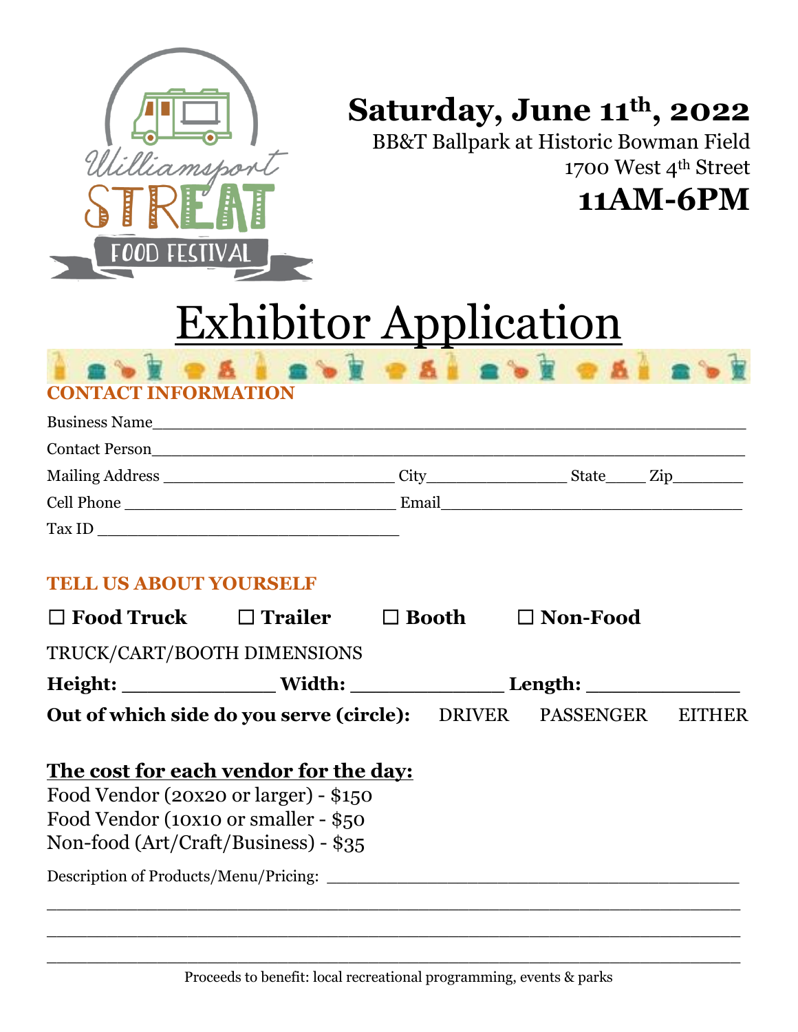Williamsport STREAT FOOD FESTIVAL

**Saturday, June 11th, 2022**

BB&T Ballpark at Historic Bowman Field

1700 West 4th Street

**11AM-6PM**

# Exhibitor Application

## CONTACT INFORMATION

Business Name\_\_\_\_\_\_\_\_\_\_\_\_\_\_\_\_\_\_\_\_\_\_\_\_\_\_\_\_\_\_\_\_\_\_\_\_\_\_\_\_\_\_\_\_\_\_\_\_\_\_\_\_\_\_

Contact Person\_\_\_\_\_\_\_\_\_\_\_\_\_\_\_\_\_\_\_\_\_\_\_\_\_\_\_\_\_\_\_\_\_\_\_\_\_\_\_\_\_\_\_\_\_\_\_\_\_\_\_\_\_\_

Mailing Address \_\_\_\_\_\_\_\_\_\_\_\_\_\_\_\_\_\_\_\_\_\_\_\_\_ City\_\_\_\_\_\_\_\_\_\_\_\_\_\_\_ State\_\_\_\_\_ Zip\_\_\_\_\_\_\_\_

Cell Phone \_\_\_\_\_\_\_\_\_\_\_\_\_\_\_\_\_\_\_\_\_\_\_\_\_\_\_\_\_\_ Email\_\_\_\_\_\_\_\_\_\_\_\_\_\_\_\_\_\_\_\_\_\_\_\_\_\_\_\_\_\_\_\_

Tax ID \_\_\_\_\_\_\_\_\_\_\_\_\_\_\_\_\_\_\_\_\_\_\_\_\_\_\_\_\_\_\_\_

## TELL US ABOUT YOURSELF

☐ **Food Truck** ☐ **Trailer** ☐ **Booth** ☐ **Non-Food**

TRUCK/CART/BOOTH DIMENSIONS

**Height:** \_\_\_\_\_\_\_\_\_\_\_\_\_ **Width:** \_\_\_\_\_\_\_\_\_\_\_\_\_ **Length:** \_\_\_\_\_\_\_\_\_\_\_\_\_

**Out of which side do you serve (circle):** DRIVER PASSENGER EITHER

**The cost for each vendor for the day:**

Food Vendor (20x20 or larger) - $150

Food Vendor (10x10 or smaller - $50

Non-food (Art/Craft/Business) - $35

Description of Products/Menu/Pricing: \_\_\_\_\_\_\_\_\_\_\_\_\_\_\_\_\_\_\_\_\_\_\_\_\_\_\_\_\_\_\_\_\_\_\_\_\_\_\_\_\_\_

\_\_\_\_\_\_\_\_\_\_\_\_\_\_\_\_\_\_\_\_\_\_\_\_\_\_\_\_\_\_\_\_\_\_\_\_\_\_\_\_\_\_\_\_\_\_\_\_\_\_\_\_\_\_\_\_\_\_\_\_\_\_\_\_\_\_\_\_\_\_

\_\_\_\_\_\_\_\_\_\_\_\_\_\_\_\_\_\_\_\_\_\_\_\_\_\_\_\_\_\_\_\_\_\_\_\_\_\_\_\_\_\_\_\_\_\_\_\_\_\_\_\_\_\_\_\_\_\_\_\_\_\_\_\_\_\_\_\_\_\_

\_\_\_\_\_\_\_\_\_\_\_\_\_\_\_\_\_\_\_\_\_\_\_\_\_\_\_\_\_\_\_\_\_\_\_\_\_\_\_\_\_\_\_\_\_\_\_\_\_\_\_\_\_\_\_\_\_\_\_\_\_\_\_\_\_\_\_\_\_\_

Proceeds to benefit: local recreational programming, events & parks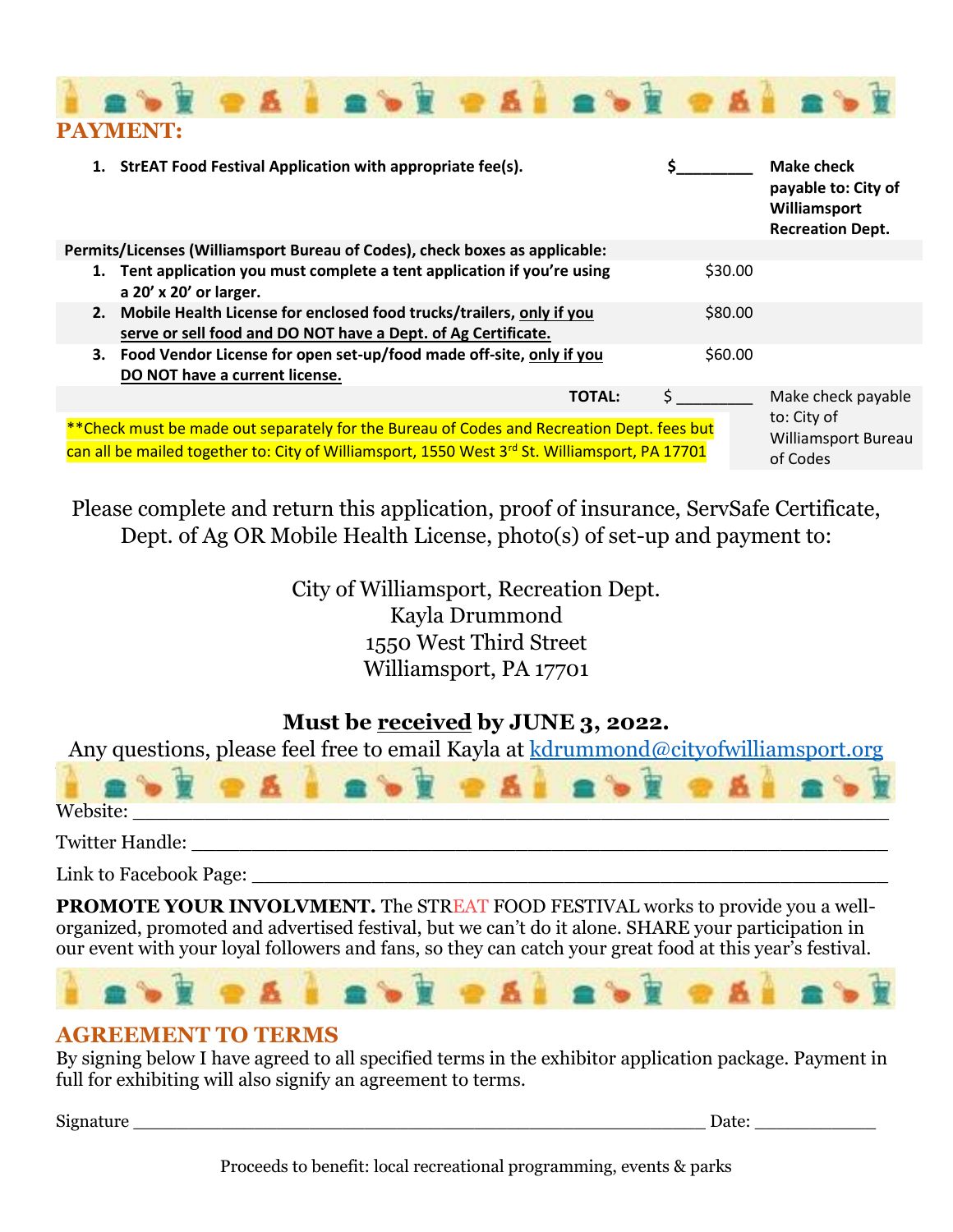## PAYMENT:

| | | | |
|---|---|---|---|
| 1. **StrEAT Food Festival Application with appropriate fee(s).** | | **$________** | **Make check payable to: City of Williamsport Recreation Dept.** |
| **Permits/Licenses (Williamsport Bureau of Codes), check boxes as applicable:** | | | |
| 1. **Tent application you must complete a tent application if you're using a 20' x 20' or larger.** | | $30.00 | |
| 2. **Mobile Health License for enclosed food trucks/trailers, only if you serve or sell food and DO NOT have a Dept. of Ag Certificate.** | | $80.00 | |
| 3. **Food Vendor License for open set-up/food made off-site, only if you DO NOT have a current license.** | | $60.00 | |
| | **TOTAL:** | $ ________ | Make check payable to: City of Williamsport Bureau of Codes |

**Check must be made out separately for the Bureau of Codes and Recreation Dept. fees but can all be mailed together to: City of Williamsport, 1550 West 3rd St. Williamsport, PA 17701

Please complete and return this application, proof of insurance, ServSafe Certificate, Dept. of Ag OR Mobile Health License, photo(s) of set-up and payment to:

City of Williamsport, Recreation Dept.
Kayla Drummond
1550 West Third Street
Williamsport, PA 17701

**Must be received by JUNE 3, 2022.**

Any questions, please feel free to email Kayla at kdrummond@cityofwilliamsport.org

Website: ________________________________________________________________

Twitter Handle: ___________________________________________________________

Link to Facebook Page: ____________________________________________________

**PROMOTE YOUR INVOLVMENT.** The STREAT FOOD FESTIVAL works to provide you a well-organized, promoted and advertised festival, but we can't do it alone. SHARE your participation in our event with your loyal followers and fans, so they can catch your great food at this year's festival.

## AGREEMENT TO TERMS

By signing below I have agreed to all specified terms in the exhibitor application package. Payment in full for exhibiting will also signify an agreement to terms.

Signature _______________________________________________________ Date: ____________

Proceeds to benefit: local recreational programming, events & parks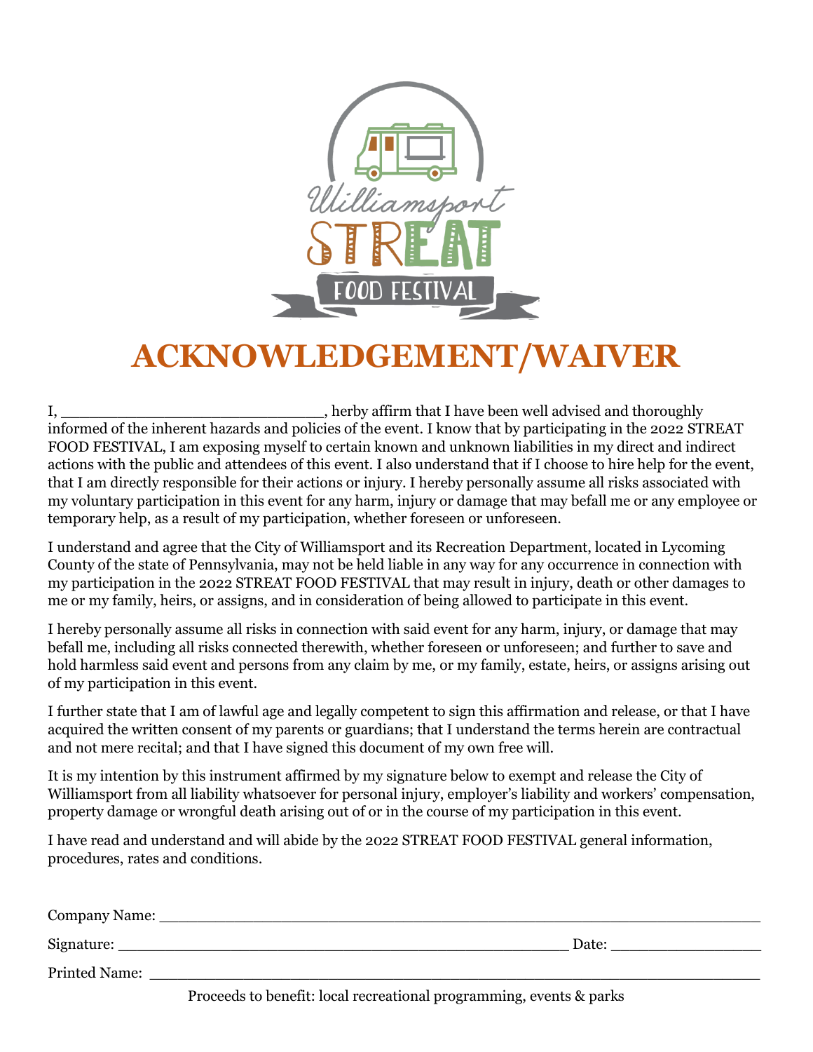Williamsport STREAT FOOD FESTIVAL

# ACKNOWLEDGEMENT/WAIVER

I, ____________________________, herby affirm that I have been well advised and thoroughly informed of the inherent hazards and policies of the event. I know that by participating in the 2022 STREAT FOOD FESTIVAL, I am exposing myself to certain known and unknown liabilities in my direct and indirect actions with the public and attendees of this event. I also understand that if I choose to hire help for the event, that I am directly responsible for their actions or injury. I hereby personally assume all risks associated with my voluntary participation in this event for any harm, injury or damage that may befall me or any employee or temporary help, as a result of my participation, whether foreseen or unforeseen.

I understand and agree that the City of Williamsport and its Recreation Department, located in Lycoming County of the state of Pennsylvania, may not be held liable in any way for any occurrence in connection with my participation in the 2022 STREAT FOOD FESTIVAL that may result in injury, death or other damages to me or my family, heirs, or assigns, and in consideration of being allowed to participate in this event.

I hereby personally assume all risks in connection with said event for any harm, injury, or damage that may befall me, including all risks connected therewith, whether foreseen or unforeseen; and further to save and hold harmless said event and persons from any claim by me, or my family, estate, heirs, or assigns arising out of my participation in this event.

I further state that I am of lawful age and legally competent to sign this affirmation and release, or that I have acquired the written consent of my parents or guardians; that I understand the terms herein are contractual and not mere recital; and that I have signed this document of my own free will.

It is my intention by this instrument affirmed by my signature below to exempt and release the City of Williamsport from all liability whatsoever for personal injury, employer's liability and workers' compensation, property damage or wrongful death arising out of or in the course of my participation in this event.

I have read and understand and will abide by the 2022 STREAT FOOD FESTIVAL general information, procedures, rates and conditions.

Company Name: ______________________________________________________________

Signature: ________________________________________________ Date: ________________

Printed Name: ______________________________________________________________

Proceeds to benefit: local recreational programming, events & parks